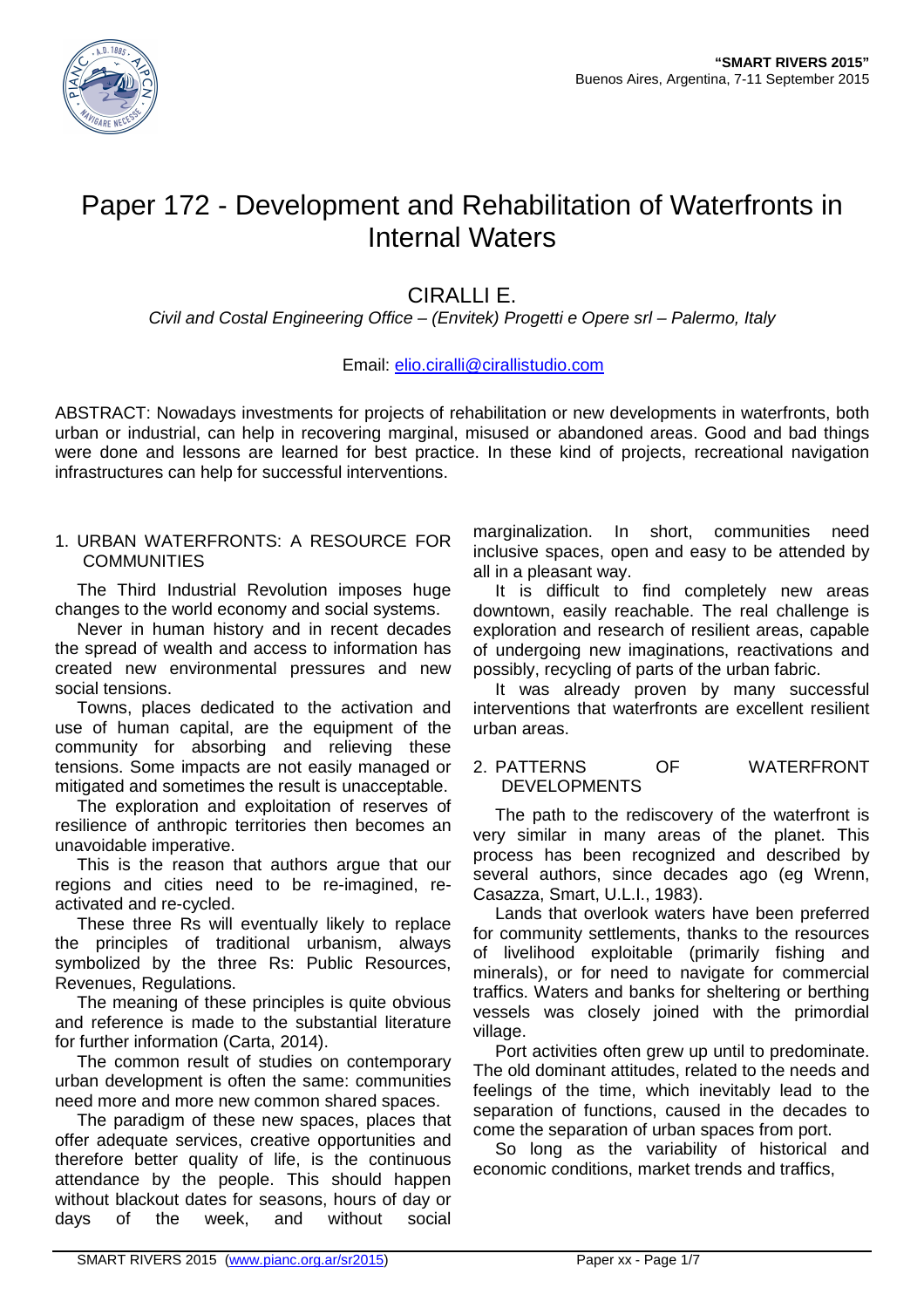# Paper 172 - Development and Rehabilitation of Waterfronts in Internal Waters

## CIRALLI E.

*Civil and Costal Engineering Office – (Envitek) Progetti e Opere srl – Palermo, Italy*

Email: elio.ciralli@cirallistudio.com

ABSTRACT: Nowadays investments for projects of rehabilitation or new developments in waterfronts, both urban or industrial, can help in recovering marginal, misused or abandoned areas. Good and bad things were done and lessons are learned for best practice. In these kind of projects, recreational navigation infrastructures can help for successful interventions.

## 1. URBAN WATERFRONTS: A RESOURCE FOR COMMUNITIES

The Third Industrial Revolution imposes huge changes to the world economy and social systems.

Never in human history and in recent decades the spread of wealth and access to information has created new environmental pressures and new social tensions.

Towns, places dedicated to the activation and use of human capital, are the equipment of the community for absorbing and relieving these tensions. Some impacts are not easily managed or mitigated and sometimes the result is unacceptable.

The exploration and exploitation of reserves of resilience of anthropic territories then becomes an unavoidable imperative.

This is the reason that authors argue that our regions and cities need to be re-imagined, re-activated and re-cycled.

These three Rs will eventually likely to replace the principles of traditional urbanism, always symbolized by the three Rs: Public Resources, Revenues, Regulations.

The meaning of these principles is quite obvious and reference is made to the substantial literature for further information (Carta, 2014).

The common result of studies on contemporary urban development is often the same: communities need more and more common shared spaces.

The paradigm of these new spaces, places that offer adequate services, creative opportunities and therefore better quality of life, is the continuous attendance by the people. This should happen without blackout dates for seasons, hours of day or days of the week, and without social marginalization. In short, communities need inclusive spaces, open and easy to be attended by all in a pleasant way.

It is difficult to find completely new areas downtown, easily reachable. The real challenge is exploration and research of resilient areas, capable of undergoing new imaginations, reactivations and possibly, recycling of parts of the urban fabric.

It was already proven by many successful interventions that waterfronts are excellent resilient urban areas.

## 2. PATTERNS OF WATERFRONT DEVELOPMENTS

The path to the rediscovery of the waterfront is very similar in many areas of the planet. This process has been recognized and described by several authors, since decades ago (eg Wrenn, Casazza, Smart, U.L.I., 1983).

Lands that overlook waters have been preferred for community settlements, thanks to the resources of livelihood exploitable (primarily fishing and minerals), or for need to navigate for commercial traffics. Waters and banks for sheltering or berthing vessels was closely joined with the primordial village.

Port activities often grew up until to predominate. The old dominant attitudes, related to the needs and feelings of the time, which inevitably lead to the separation of functions, caused in the decades to come the separation of urban spaces from port.

So long as the variability of historical and economic conditions, market trends and traffics,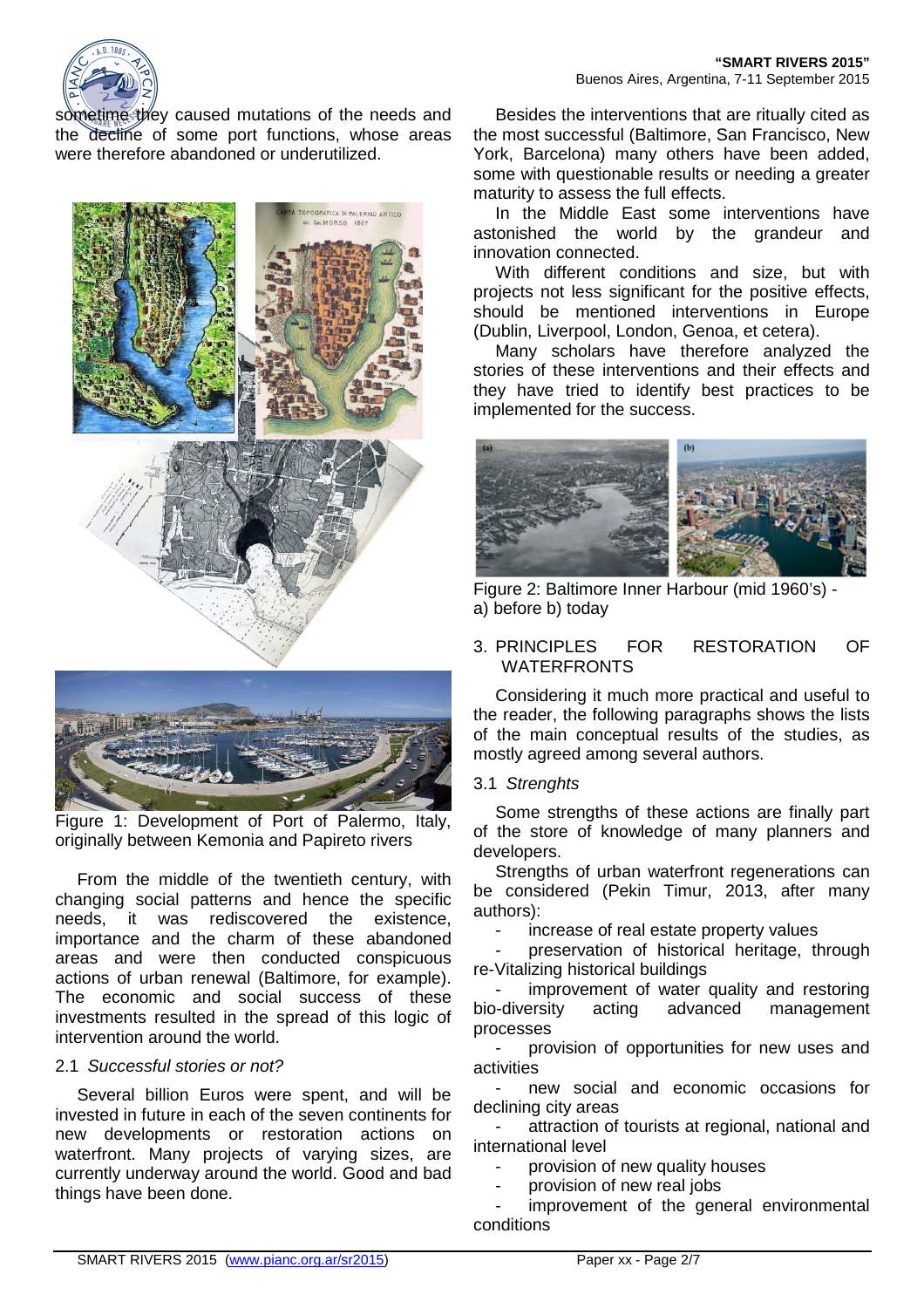sometime they caused mutations of the needs and the decline of some port functions, whose areas were therefore abandoned or underutilized.

Figure 1: Development of Port of Palermo, Italy, originally between Kemonia and Papireto rivers

From the middle of the twentieth century, with changing social patterns and hence the specific needs, it was rediscovered the existence, importance and the charm of these abandoned areas and were then conducted conspicuous actions of urban renewal (Baltimore, for example). The economic and social success of these investments resulted in the spread of this logic of intervention around the world.

## 2.1 *Successful stories or not?*

Several billion Euros were spent, and will be invested in future in each of the seven continents for new developments or restoration actions on waterfront. Many projects of varying sizes, are currently underway around the world. Good and bad things have been done.

Besides the interventions that are ritually cited as the most successful (Baltimore, San Francisco, New York, Barcelona) many others have been added, some with questionable results or needing a greater maturity to assess the full effects.

In the Middle East some interventions have astonished the world by the grandeur and innovation connected.

With different conditions and size, but with projects not less significant for the positive effects, should be mentioned interventions in Europe (Dublin, Liverpool, London, Genoa, et cetera).

Many scholars have therefore analyzed the stories of these interventions and their effects and they have tried to identify best practices to be implemented for the success.

Figure 2: Baltimore Inner Harbour (mid 1960's) - a) before b) today

# 3. PRINCIPLES FOR RESTORATION OF WATERFRONTS

Considering it much more practical and useful to the reader, the following paragraphs shows the lists of the main conceptual results of the studies, as mostly agreed among several authors.

## 3.1 *Strenghts*

Some strengths of these actions are finally part of the store of knowledge of many planners and developers.

Strengths of urban waterfront regenerations can be considered (Pekin Timur, 2013, after many authors):

- increase of real estate property values
- preservation of historical heritage, through re-Vitalizing historical buildings
- improvement of water quality and restoring bio-diversity acting advanced management processes
- provision of opportunities for new uses and activities
- new social and economic occasions for declining city areas
- attraction of tourists at regional, national and international level
- provision of new quality houses
- provision of new real jobs
- improvement of the general environmental conditions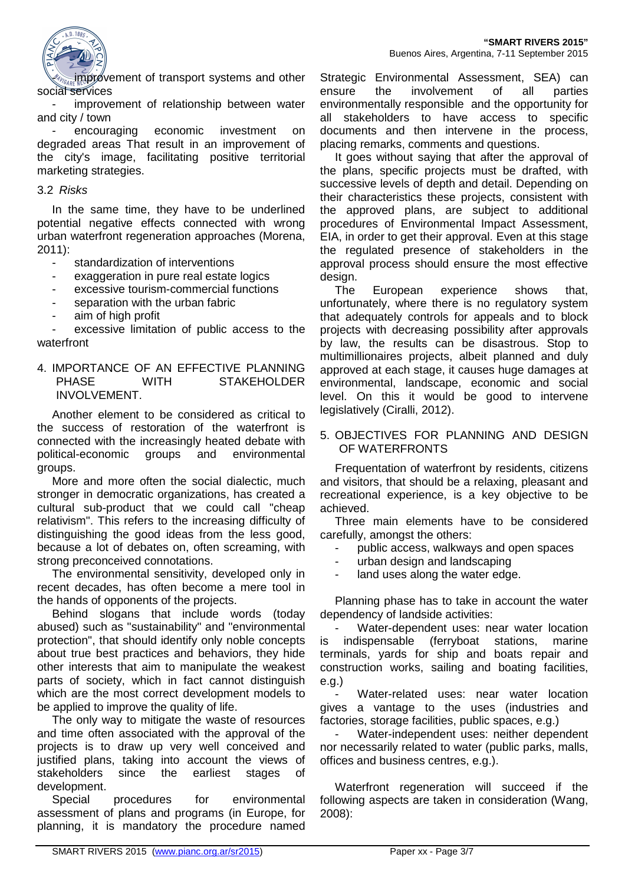- improvement of transport systems and other social services
- improvement of relationship between water and city / town
- encouraging economic investment on degraded areas That result in an improvement of the city's image, facilitating positive territorial marketing strategies.

### 3.2 *Risks*

In the same time, they have to be underlined potential negative effects connected with wrong urban waterfront regeneration approaches (Morena, 2011):

- standardization of interventions
- exaggeration in pure real estate logics
- excessive tourism-commercial functions
- separation with the urban fabric
- aim of high profit
- excessive limitation of public access to the waterfront

## 4. IMPORTANCE OF AN EFFECTIVE PLANNING PHASE WITH STAKEHOLDER INVOLVEMENT.

Another element to be considered as critical to the success of restoration of the waterfront is connected with the increasingly heated debate with political-economic groups and environmental groups.

More and more often the social dialectic, much stronger in democratic organizations, has created a cultural sub-product that we could call "cheap relativism". This refers to the increasing difficulty of distinguishing the good ideas from the less good, because a lot of debates on, often screaming, with strong preconceived connotations.

The environmental sensitivity, developed only in recent decades, has often become a mere tool in the hands of opponents of the projects.

Behind slogans that include words (today abused) such as "sustainability" and "environmental protection", that should identify only noble concepts about true best practices and behaviors, they hide other interests that aim to manipulate the weakest parts of society, which in fact cannot distinguish which are the most correct development models to be applied to improve the quality of life.

The only way to mitigate the waste of resources and time often associated with the approval of the projects is to draw up very well conceived and justified plans, taking into account the views of stakeholders since the earliest stages of development.

Special procedures for environmental assessment of plans and programs (in Europe, for planning, it is mandatory the procedure named Strategic Environmental Assessment, SEA) can ensure the involvement of all parties environmentally responsible and the opportunity for all stakeholders to have access to specific documents and then intervene in the process, placing remarks, comments and questions.

It goes without saying that after the approval of the plans, specific projects must be drafted, with successive levels of depth and detail. Depending on their characteristics these projects, consistent with the approved plans, are subject to additional procedures of Environmental Impact Assessment, EIA, in order to get their approval. Even at this stage the regulated presence of stakeholders in the approval process should ensure the most effective design.

The European experience shows that, unfortunately, where there is no regulatory system that adequately controls for appeals and to block projects with decreasing possibility after approvals by law, the results can be disastrous. Stop to multimillionaires projects, albeit planned and duly approved at each stage, it causes huge damages at environmental, landscape, economic and social level. On this it would be good to intervene legislatively (Ciralli, 2012).

## 5. OBJECTIVES FOR PLANNING AND DESIGN OF WATERFRONTS

Frequentation of waterfront by residents, citizens and visitors, that should be a relaxing, pleasant and recreational experience, is a key objective to be achieved.

Three main elements have to be considered carefully, amongst the others:

- public access, walkways and open spaces
- urban design and landscaping
- land uses along the water edge.

Planning phase has to take in account the water dependency of landside activities:

- Water-dependent uses: near water location is indispensable (ferryboat stations, marine terminals, yards for ship and boats repair and construction works, sailing and boating facilities, e.g.)
- Water-related uses: near water location gives a vantage to the uses (industries and factories, storage facilities, public spaces, e.g.)
- Water-independent uses: neither dependent nor necessarily related to water (public parks, malls, offices and business centres, e.g.).

Waterfront regeneration will succeed if the following aspects are taken in consideration (Wang, 2008):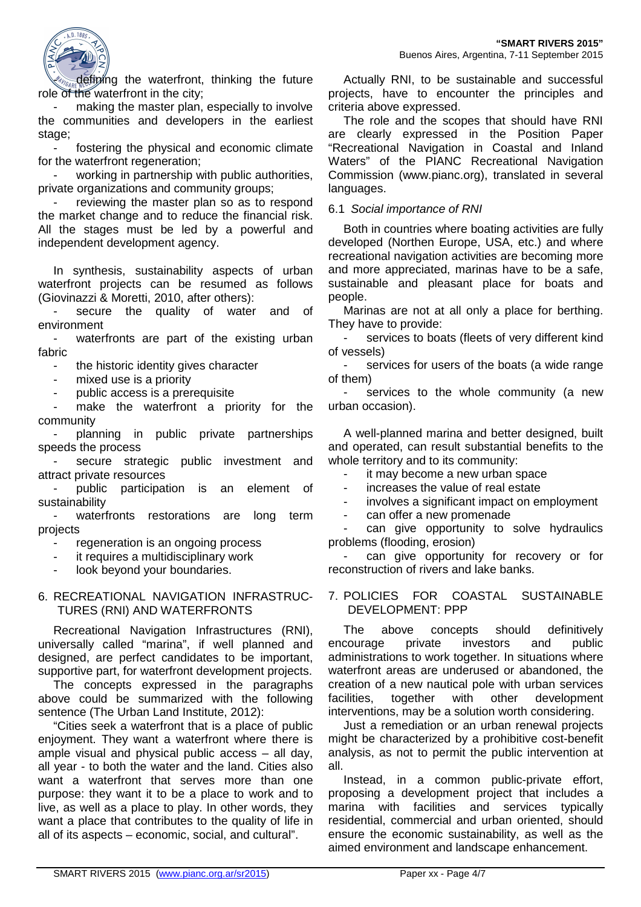- defining the waterfront, thinking the future role of the waterfront in the city;
- making the master plan, especially to involve the communities and developers in the earliest stage;
- fostering the physical and economic climate for the waterfront regeneration;
- working in partnership with public authorities, private organizations and community groups;
- reviewing the master plan so as to respond the market change and to reduce the financial risk.

All the stages must be led by a powerful and independent development agency.

In synthesis, sustainability aspects of urban waterfront projects can be resumed as follows (Giovinazzi & Moretti, 2010, after others):

- secure the quality of water and of environment
- waterfronts are part of the existing urban fabric
- the historic identity gives character
- mixed use is a priority
- public access is a prerequisite
- make the waterfront a priority for the community
- planning in public private partnerships speeds the process
- secure strategic public investment and attract private resources
- public participation is an element of sustainability
- waterfronts restorations are long term projects
- regeneration is an ongoing process
- it requires a multidisciplinary work
- look beyond your boundaries.

## 6. RECREATIONAL NAVIGATION INFRASTRUCTURES (RNI) AND WATERFRONTS

Recreational Navigation Infrastructures (RNI), universally called "marina", if well planned and designed, are perfect candidates to be important, supportive part, for waterfront development projects.

The concepts expressed in the paragraphs above could be summarized with the following sentence (The Urban Land Institute, 2012):

"Cities seek a waterfront that is a place of public enjoyment. They want a waterfront where there is ample visual and physical public access – all day, all year - to both the water and the land. Cities also want a waterfront that serves more than one purpose: they want it to be a place to work and to live, as well as a place to play. In other words, they want a place that contributes to the quality of life in all of its aspects – economic, social, and cultural".

Actually RNI, to be sustainable and successful projects, have to encounter the principles and criteria above expressed.

The role and the scopes that should have RNI are clearly expressed in the Position Paper "Recreational Navigation in Coastal and Inland Waters" of the PIANC Recreational Navigation Commission (www.pianc.org), translated in several languages.

### 6.1 *Social importance of RNI*

Both in countries where boating activities are fully developed (Northen Europe, USA, etc.) and where recreational navigation activities are becoming more and more appreciated, marinas have to be a safe, sustainable and pleasant place for boats and people.

Marinas are not at all only a place for berthing. They have to provide:

- services to boats (fleets of very different kind of vessels)
- services for users of the boats (a wide range of them)
- services to the whole community (a new urban occasion).

A well-planned marina and better designed, built and operated, can result substantial benefits to the whole territory and to its community:

- it may become a new urban space
- increases the value of real estate
- involves a significant impact on employment
- can offer a new promenade
- can give opportunity to solve hydraulics problems (flooding, erosion)
- can give opportunity for recovery or for reconstruction of rivers and lake banks.

## 7. POLICIES FOR COASTAL SUSTAINABLE DEVELOPMENT: PPP

The above concepts should definitively encourage private investors and public administrations to work together. In situations where waterfront areas are underused or abandoned, the creation of a new nautical pole with urban services facilities, together with other development interventions, may be a solution worth considering.

Just a remediation or an urban renewal projects might be characterized by a prohibitive cost-benefit analysis, as not to permit the public intervention at all.

Instead, in a common public-private effort, proposing a development project that includes a marina with facilities and services typically residential, commercial and urban oriented, should ensure the economic sustainability, as well as the aimed environment and landscape enhancement.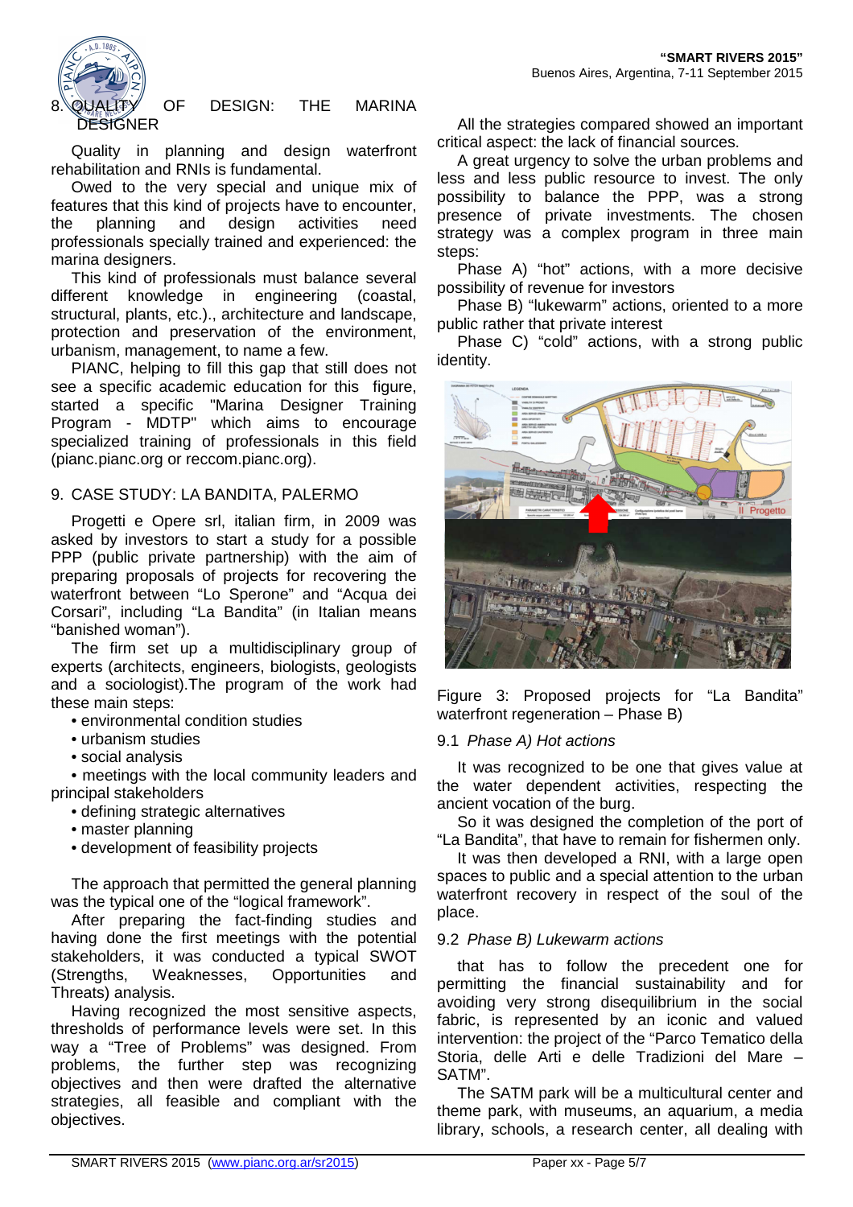## 8. QUALITY OF DESIGN: THE MARINA DESIGNER

Quality in planning and design waterfront rehabilitation and RNIs is fundamental.

Owed to the very special and unique mix of features that this kind of projects have to encounter, the planning and design activities need professionals specially trained and experienced: the marina designers.

This kind of professionals must balance several different knowledge in engineering (coastal, structural, plants, etc.), architecture and landscape, protection and preservation of the environment, urbanism, management, to name a few.

PIANC, helping to fill this gap that still does not see a specific academic education for this figure, started a specific "Marina Designer Training Program - MDTP" which aims to encourage specialized training of professionals in this field (pianc.pianc.org or reccom.pianc.org).

## 9. CASE STUDY: LA BANDITA, PALERMO

Progetti e Opere srl, italian firm, in 2009 was asked by investors to start a study for a possible PPP (public private partnership) with the aim of preparing proposals of projects for recovering the waterfront between “Lo Sperone” and “Acqua dei Corsari”, including “La Bandita” (in Italian means “banished woman”).

The firm set up a multidisciplinary group of experts (architects, engineers, biologists, geologists and a sociologist).The program of the work had these main steps:

- environmental condition studies
- urbanism studies
- social analysis
- meetings with the local community leaders and principal stakeholders
- defining strategic alternatives
- master planning
- development of feasibility projects

The approach that permitted the general planning was the typical one of the “logical framework”.

After preparing the fact-finding studies and having done the first meetings with the potential stakeholders, it was conducted a typical SWOT (Strengths, Weaknesses, Opportunities and Threats) analysis.

Having recognized the most sensitive aspects, thresholds of performance levels were set. In this way a “Tree of Problems” was designed. From problems, the further step was recognizing objectives and then were drafted the alternative strategies, all feasible and compliant with the objectives.

All the strategies compared showed an important critical aspect: the lack of financial sources.

A great urgency to solve the urban problems and less and less public resource to invest. The only possibility to balance the PPP, was a strong presence of private investments. The chosen strategy was a complex program in three main steps:

Phase A) “hot” actions, with a more decisive possibility of revenue for investors

Phase B) “lukewarm” actions, oriented to a more public rather that private interest

Phase C) “cold” actions, with a strong public identity.

Figure 3: Proposed projects for “La Bandita” waterfront regeneration – Phase B)

### 9.1 *Phase A) Hot actions*

It was recognized to be one that gives value at the water dependent activities, respecting the ancient vocation of the burg.

So it was designed the completion of the port of “La Bandita”, that have to remain for fishermen only.

It was then developed a RNI, with a large open spaces to public and a special attention to the urban waterfront recovery in respect of the soul of the place.

### 9.2 *Phase B) Lukewarm actions*

that has to follow the precedent one for permitting the financial sustainability and for avoiding very strong disequilibrium in the social fabric, is represented by an iconic and valued intervention: the project of the “Parco Tematico della Storia, delle Arti e delle Tradizioni del Mare – SATM”.

The SATM park will be a multicultural center and theme park, with museums, an aquarium, a media library, schools, a research center, all dealing with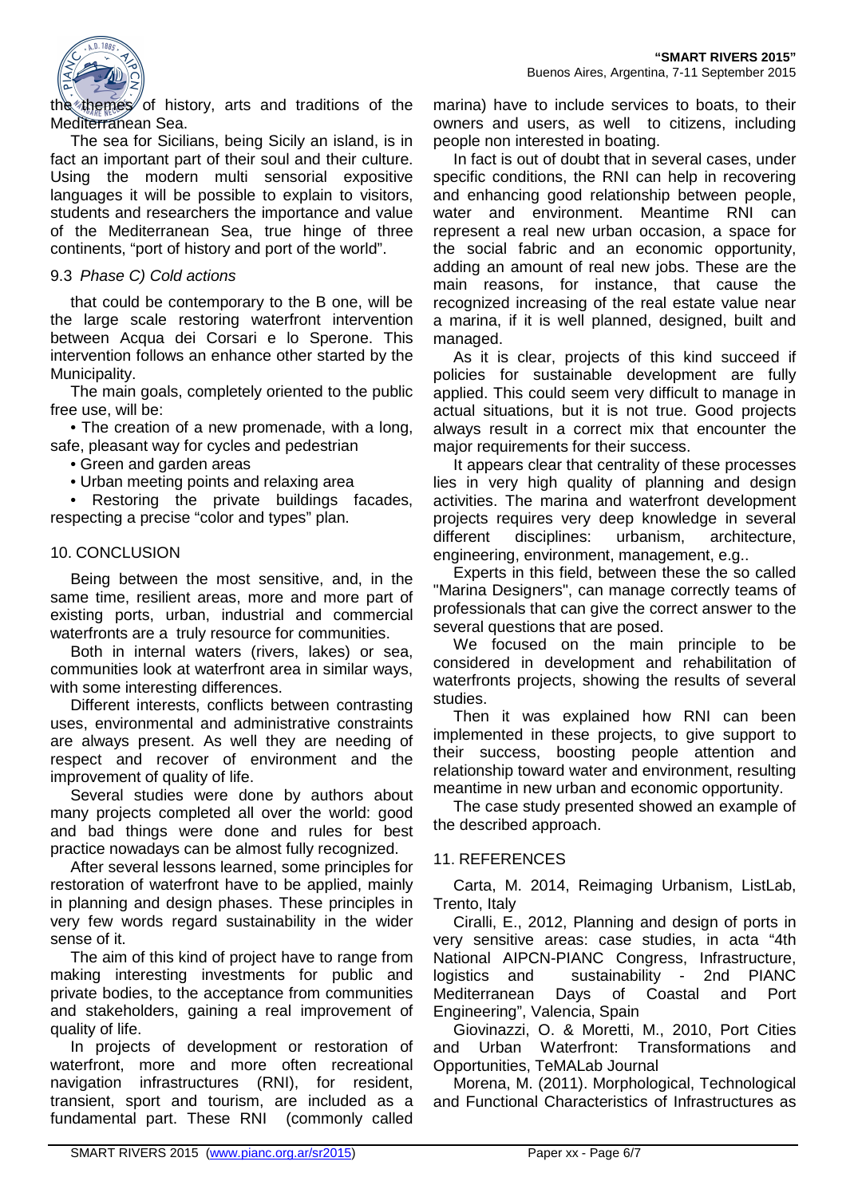the themes of history, arts and traditions of the Mediterranean Sea.

The sea for Sicilians, being Sicily an island, is in fact an important part of their soul and their culture. Using the modern multi sensorial expositive languages it will be possible to explain to visitors, students and researchers the importance and value of the Mediterranean Sea, true hinge of three continents, "port of history and port of the world".

### 9.3 *Phase C) Cold actions*

that could be contemporary to the B one, will be the large scale restoring waterfront intervention between Acqua dei Corsari e lo Sperone. This intervention follows an enhance other started by the Municipality.

The main goals, completely oriented to the public free use, will be:

- The creation of a new promenade, with a long, safe, pleasant way for cycles and pedestrian
- Green and garden areas
- Urban meeting points and relaxing area
- Restoring the private buildings facades, respecting a precise "color and types" plan.

## 10. CONCLUSION

Being between the most sensitive, and, in the same time, resilient areas, more and more part of existing ports, urban, industrial and commercial waterfronts are a truly resource for communities.

Both in internal waters (rivers, lakes) or sea, communities look at waterfront area in similar ways, with some interesting differences.

Different interests, conflicts between contrasting uses, environmental and administrative constraints are always present. As well they are needing of respect and recover of environment and the improvement of quality of life.

Several studies were done by authors about many projects completed all over the world: good and bad things were done and rules for best practice nowadays can be almost fully recognized.

After several lessons learned, some principles for restoration of waterfront have to be applied, mainly in planning and design phases. These principles in very few words regard sustainability in the wider sense of it.

The aim of this kind of project have to range from making interesting investments for public and private bodies, to the acceptance from communities and stakeholders, gaining a real improvement of quality of life.

In projects of development or restoration of waterfront, more and more often recreational navigation infrastructures (RNI), for resident, transient, sport and tourism, are included as a fundamental part. These RNI (commonly called marina) have to include services to boats, to their owners and users, as well to citizens, including people non interested in boating.

In fact is out of doubt that in several cases, under specific conditions, the RNI can help in recovering and enhancing good relationship between people, water and environment. Meantime RNI can represent a real new urban occasion, a space for the social fabric and an economic opportunity, adding an amount of real new jobs. These are the main reasons, for instance, that cause the recognized increasing of the real estate value near a marina, if it is well planned, designed, built and managed.

As it is clear, projects of this kind succeed if policies for sustainable development are fully applied. This could seem very difficult to manage in actual situations, but it is not true. Good projects always result in a correct mix that encounter the major requirements for their success.

It appears clear that centrality of these processes lies in very high quality of planning and design activities. The marina and waterfront development projects requires very deep knowledge in several different disciplines: urbanism, architecture, engineering, environment, management, e.g..

Experts in this field, between these the so called "Marina Designers", can manage correctly teams of professionals that can give the correct answer to the several questions that are posed.

We focused on the main principle to be considered in development and rehabilitation of waterfronts projects, showing the results of several studies.

Then it was explained how RNI can been implemented in these projects, to give support to their success, boosting people attention and relationship toward water and environment, resulting meantime in new urban and economic opportunity.

The case study presented showed an example of the described approach.

## 11. REFERENCES

Carta, M. 2014, Reimaging Urbanism, ListLab, Trento, Italy

Ciralli, E., 2012, Planning and design of ports in very sensitive areas: case studies, in acta "4th National AIPCN-PIANC Congress, Infrastructure, logistics and sustainability - 2nd PIANC Mediterranean Days of Coastal and Port Engineering", Valencia, Spain

Giovinazzi, O. & Moretti, M., 2010, Port Cities and Urban Waterfront: Transformations and Opportunities, TeMALab Journal

Morena, M. (2011). Morphological, Technological and Functional Characteristics of Infrastructures as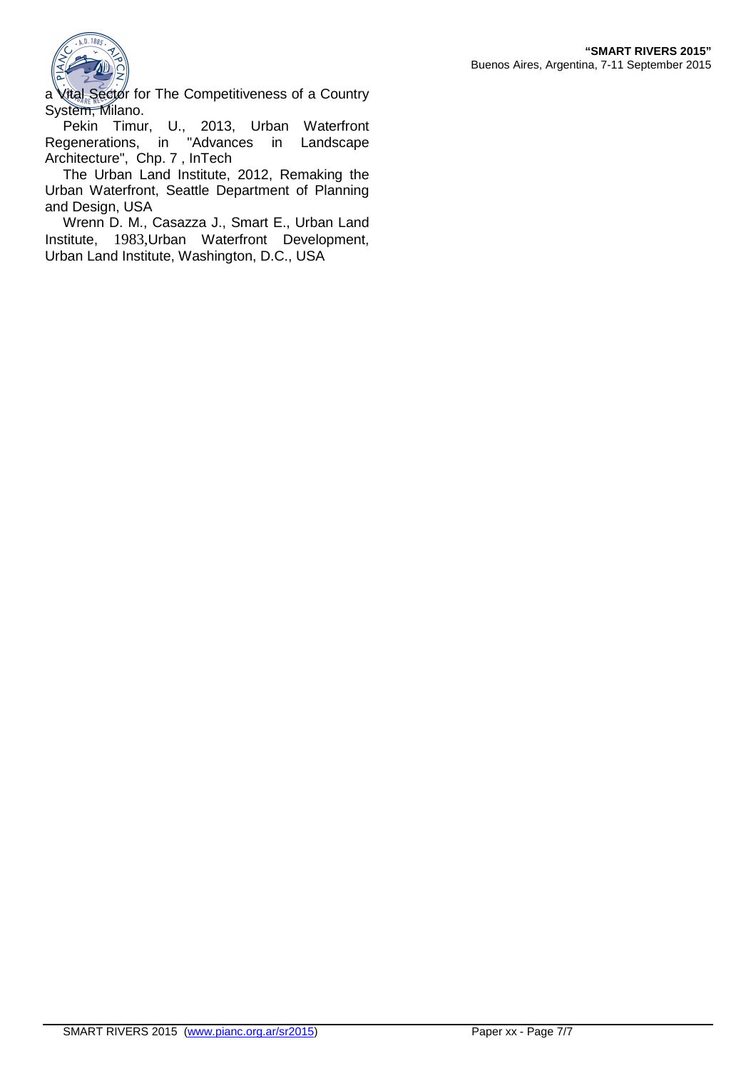a Vital Sector for The Competitiveness of a Country System, Milano.

Pekin Timur, U., 2013, Urban Waterfront Regenerations, in "Advances in Landscape Architecture", Chp. 7 , InTech

The Urban Land Institute, 2012, Remaking the Urban Waterfront, Seattle Department of Planning and Design, USA

Wrenn D. M., Casazza J., Smart E., Urban Land Institute, 1983,Urban Waterfront Development, Urban Land Institute, Washington, D.C., USA